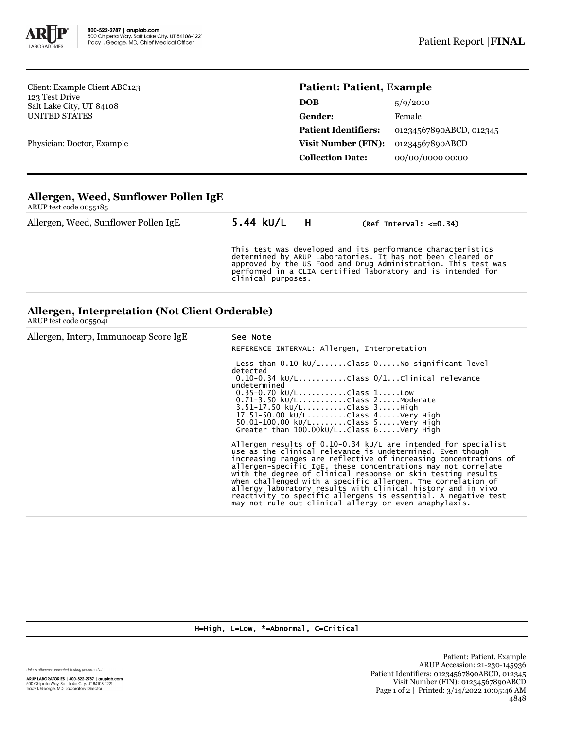800-522-2787 | aruplab.com
500 Chipeta Way, Salt Lake City, UT 84108-1221
Tracy I. George, MD, Chief Medical Officer

Patient Report | **FINAL**

Client: Example Client ABC123
123 Test Drive
Salt Lake City, UT 84108
UNITED STATES

Physician: Doctor, Example

**Patient: Patient, Example**

| | |
|---|---|
| **DOB** | 5/9/2010 |
| **Gender:** | Female |
| **Patient Identifiers:** | 01234567890ABCD, 012345 |
| **Visit Number (FIN):** | 01234567890ABCD |
| **Collection Date:** | 00/00/0000 00:00 |

## Allergen, Weed, Sunflower Pollen IgE

ARUP test code 0055185

| Allergen, Weed, Sunflower Pollen IgE | **5.44 kU/L** | **H** | **(Ref Interval: <=0.34)** |
|---|---|---|---|

This test was developed and its performance characteristics determined by ARUP Laboratories. It has not been cleared or approved by the US Food and Drug Administration. This test was performed in a CLIA certified laboratory and is intended for clinical purposes.

## Allergen, Interpretation (Not Client Orderable)

ARUP test code 0055041

Allergen, Interp, Immunocap Score IgE — See Note

REFERENCE INTERVAL: Allergen, Interpretation

```
 Less than 0.10 kU/L......Class 0.....No significant level detected
 0.10-0.34 kU/L...........Class 0/1...Clinical relevance undetermined
 0.35-0.70 kU/L...........Class 1.....Low
 0.71-3.50 kU/L...........Class 2.....Moderate
 3.51-17.50 kU/L..........Class 3.....High
 17.51-50.00 kU/L.........Class 4.....Very High
 50.01-100.00 kU/L........Class 5.....Very High
 Greater than 100.00kU/L..Class 6.....Very High
```

Allergen results of 0.10-0.34 kU/L are intended for specialist use as the clinical relevance is undetermined. Even though increasing ranges are reflective of increasing concentrations of allergen-specific IgE, these concentrations may not correlate with the degree of clinical response or skin testing results when challenged with a specific allergen. The correlation of allergy laboratory results with clinical history and in vivo reactivity to specific allergens is essential. A negative test may not rule out clinical allergy or even anaphylaxis.

H=High, L=Low, *=Abnormal, C=Critical

Unless otherwise indicated, testing performed at:

ARUP LABORATORIES | 800-522-2787 | aruplab.com
500 Chipeta Way, Salt Lake City, UT 84108-1221
Tracy I. George, MD, Laboratory Director

Patient: Patient, Example
ARUP Accession: 21-230-145936
Patient Identifiers: 01234567890ABCD, 012345
Visit Number (FIN): 01234567890ABCD
Printed: 3/14/2022 10:05:46 AM
4848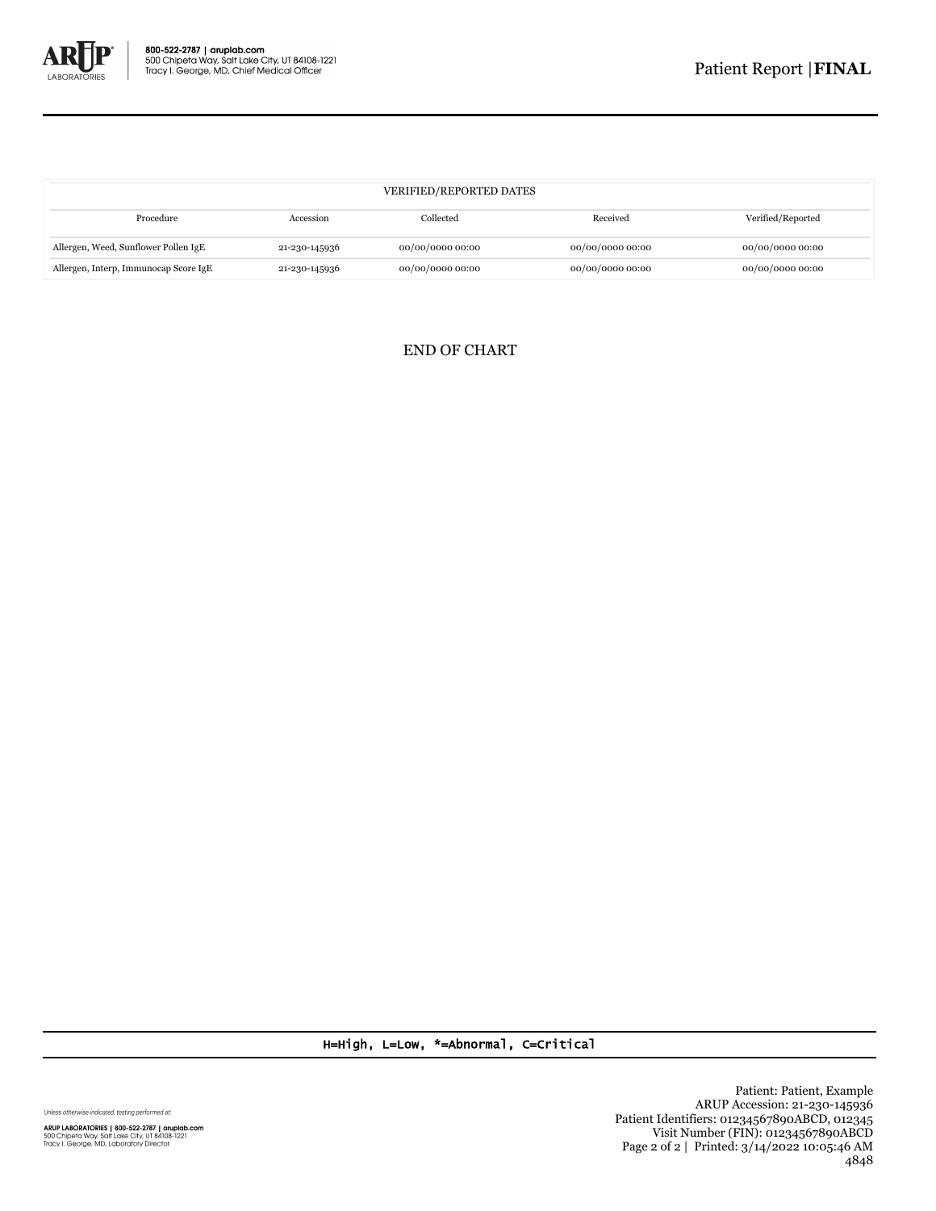| VERIFIED/REPORTED DATES | | | | |
|---|---|---|---|---|
| Procedure | Accession | Collected | Received | Verified/Reported |
| Allergen, Weed, Sunflower Pollen IgE | 21-230-145936 | 00/00/0000 00:00 | 00/00/0000 00:00 | 00/00/0000 00:00 |
| Allergen, Interp, Immunocap Score IgE | 21-230-145936 | 00/00/0000 00:00 | 00/00/0000 00:00 | 00/00/0000 00:00 |

END OF CHART

H=High, L=Low, *=Abnormal, C=Critical

*Unless otherwise indicated, testing performed at:*

**ARUP LABORATORIES | 800-522-2787 | aruplab.com**
500 Chipeta Way, Salt Lake City, UT 84108-1221
Tracy I. George, MD, Laboratory Director

Patient: Patient, Example
ARUP Accession: 21-230-145936
Patient Identifiers: 01234567890ABCD, 012345
Visit Number (FIN): 01234567890ABCD
Printed: 3/14/2022 10:05:46 AM
4848